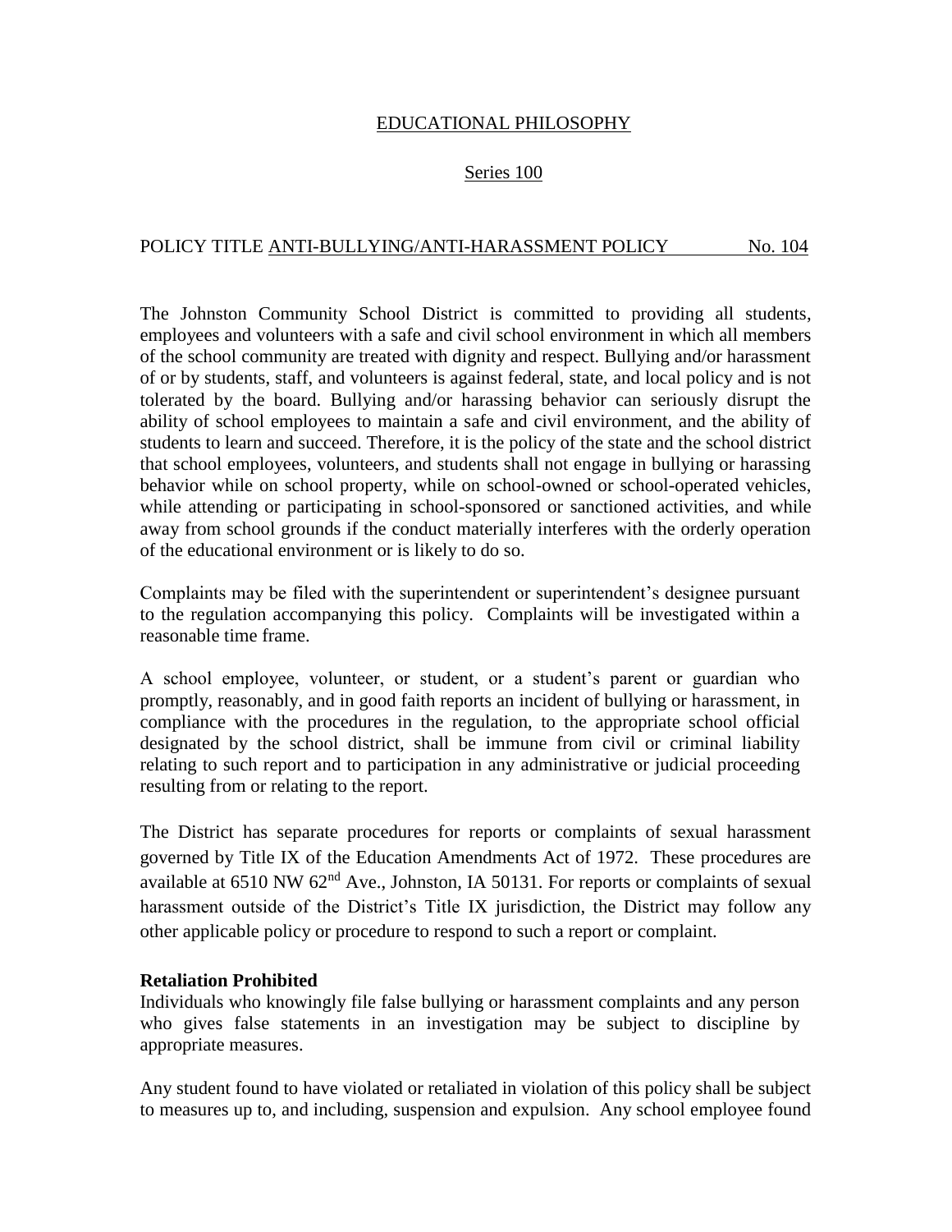EDUCATIONAL PHILOSOPHY

Series 100

POLICY TITLE ANTI-BULLYING/ANTI-HARASSMENT POLICY No. 104

The Johnston Community School District is committed to providing all students, employees and volunteers with a safe and civil school environment in which all members of the school community are treated with dignity and respect. Bullying and/or harassment of or by students, staff, and volunteers is against federal, state, and local policy and is not tolerated by the board. Bullying and/or harassing behavior can seriously disrupt the ability of school employees to maintain a safe and civil environment, and the ability of students to learn and succeed. Therefore, it is the policy of the state and the school district that school employees, volunteers, and students shall not engage in bullying or harassing behavior while on school property, while on school-owned or school-operated vehicles, while attending or participating in school-sponsored or sanctioned activities, and while away from school grounds if the conduct materially interferes with the orderly operation of the educational environment or is likely to do so.

Complaints may be filed with the superintendent or superintendent's designee pursuant to the regulation accompanying this policy. Complaints will be investigated within a reasonable time frame.

A school employee, volunteer, or student, or a student's parent or guardian who promptly, reasonably, and in good faith reports an incident of bullying or harassment, in compliance with the procedures in the regulation, to the appropriate school official designated by the school district, shall be immune from civil or criminal liability relating to such report and to participation in any administrative or judicial proceeding resulting from or relating to the report.

The District has separate procedures for reports or complaints of sexual harassment governed by Title IX of the Education Amendments Act of 1972. These procedures are available at 6510 NW 62nd Ave., Johnston, IA 50131. For reports or complaints of sexual harassment outside of the District's Title IX jurisdiction, the District may follow any other applicable policy or procedure to respond to such a report or complaint.

**Retaliation Prohibited**

Individuals who knowingly file false bullying or harassment complaints and any person who gives false statements in an investigation may be subject to discipline by appropriate measures.

Any student found to have violated or retaliated in violation of this policy shall be subject to measures up to, and including, suspension and expulsion. Any school employee found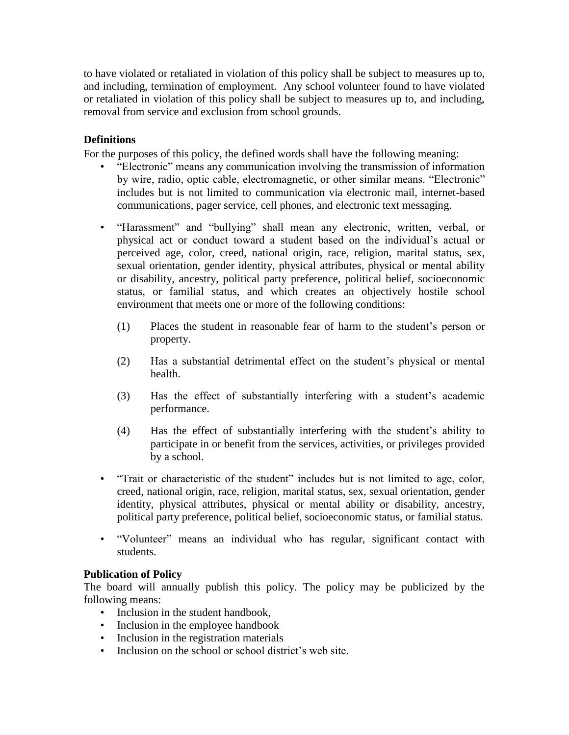to have violated or retaliated in violation of this policy shall be subject to measures up to, and including, termination of employment. Any school volunteer found to have violated or retaliated in violation of this policy shall be subject to measures up to, and including, removal from service and exclusion from school grounds.

**Definitions**

For the purposes of this policy, the defined words shall have the following meaning:

- "Electronic" means any communication involving the transmission of information by wire, radio, optic cable, electromagnetic, or other similar means. "Electronic" includes but is not limited to communication via electronic mail, internet-based communications, pager service, cell phones, and electronic text messaging.
- "Harassment" and "bullying" shall mean any electronic, written, verbal, or physical act or conduct toward a student based on the individual's actual or perceived age, color, creed, national origin, race, religion, marital status, sex, sexual orientation, gender identity, physical attributes, physical or mental ability or disability, ancestry, political party preference, political belief, socioeconomic status, or familial status, and which creates an objectively hostile school environment that meets one or more of the following conditions:

  (1) Places the student in reasonable fear of harm to the student's person or property.

  (2) Has a substantial detrimental effect on the student's physical or mental health.

  (3) Has the effect of substantially interfering with a student's academic performance.

  (4) Has the effect of substantially interfering with the student's ability to participate in or benefit from the services, activities, or privileges provided by a school.

- "Trait or characteristic of the student" includes but is not limited to age, color, creed, national origin, race, religion, marital status, sex, sexual orientation, gender identity, physical attributes, physical or mental ability or disability, ancestry, political party preference, political belief, socioeconomic status, or familial status.
- "Volunteer" means an individual who has regular, significant contact with students.

**Publication of Policy**

The board will annually publish this policy. The policy may be publicized by the following means:

- Inclusion in the student handbook,
- Inclusion in the employee handbook
- Inclusion in the registration materials
- Inclusion on the school or school district's web site.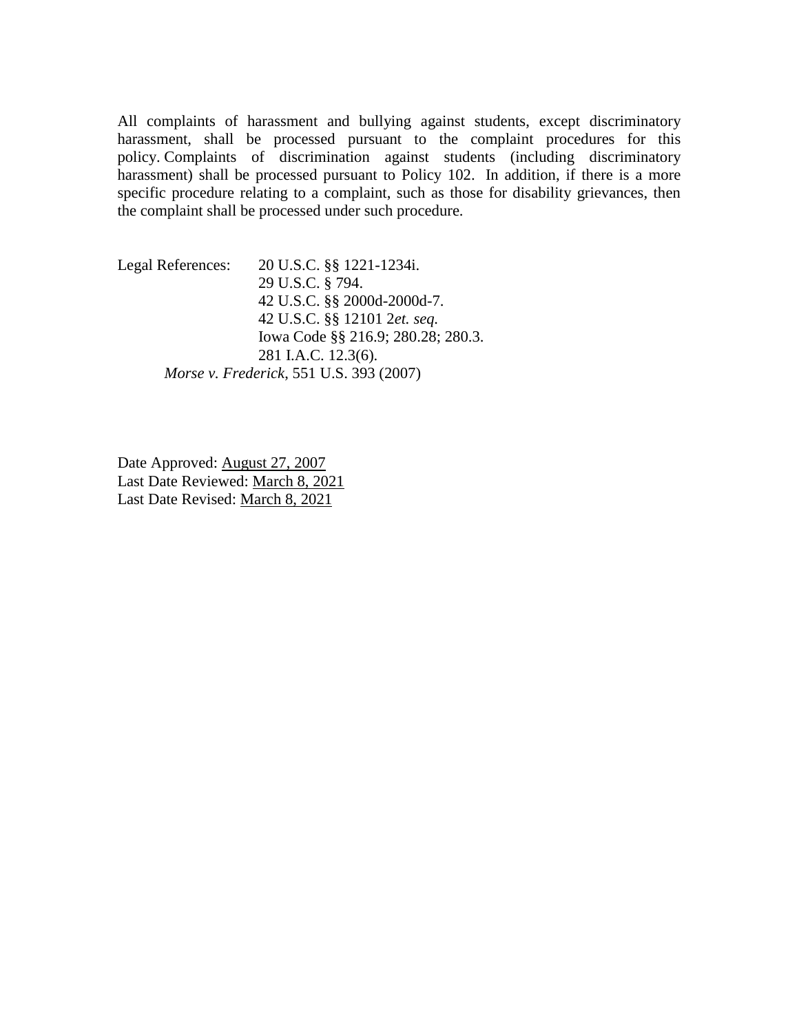All complaints of harassment and bullying against students, except discriminatory harassment, shall be processed pursuant to the complaint procedures for this policy. Complaints of discrimination against students (including discriminatory harassment) shall be processed pursuant to Policy 102. In addition, if there is a more specific procedure relating to a complaint, such as those for disability grievances, then the complaint shall be processed under such procedure.

Legal References: 20 U.S.C. §§ 1221-1234i.
29 U.S.C. § 794.
42 U.S.C. §§ 2000d-2000d-7.
42 U.S.C. §§ 12101 2*et. seq.*
Iowa Code §§ 216.9; 280.28; 280.3.
281 I.A.C. 12.3(6).
*Morse v. Frederick*, 551 U.S. 393 (2007)

Date Approved: August 27, 2007
Last Date Reviewed: March 8, 2021
Last Date Revised: March 8, 2021